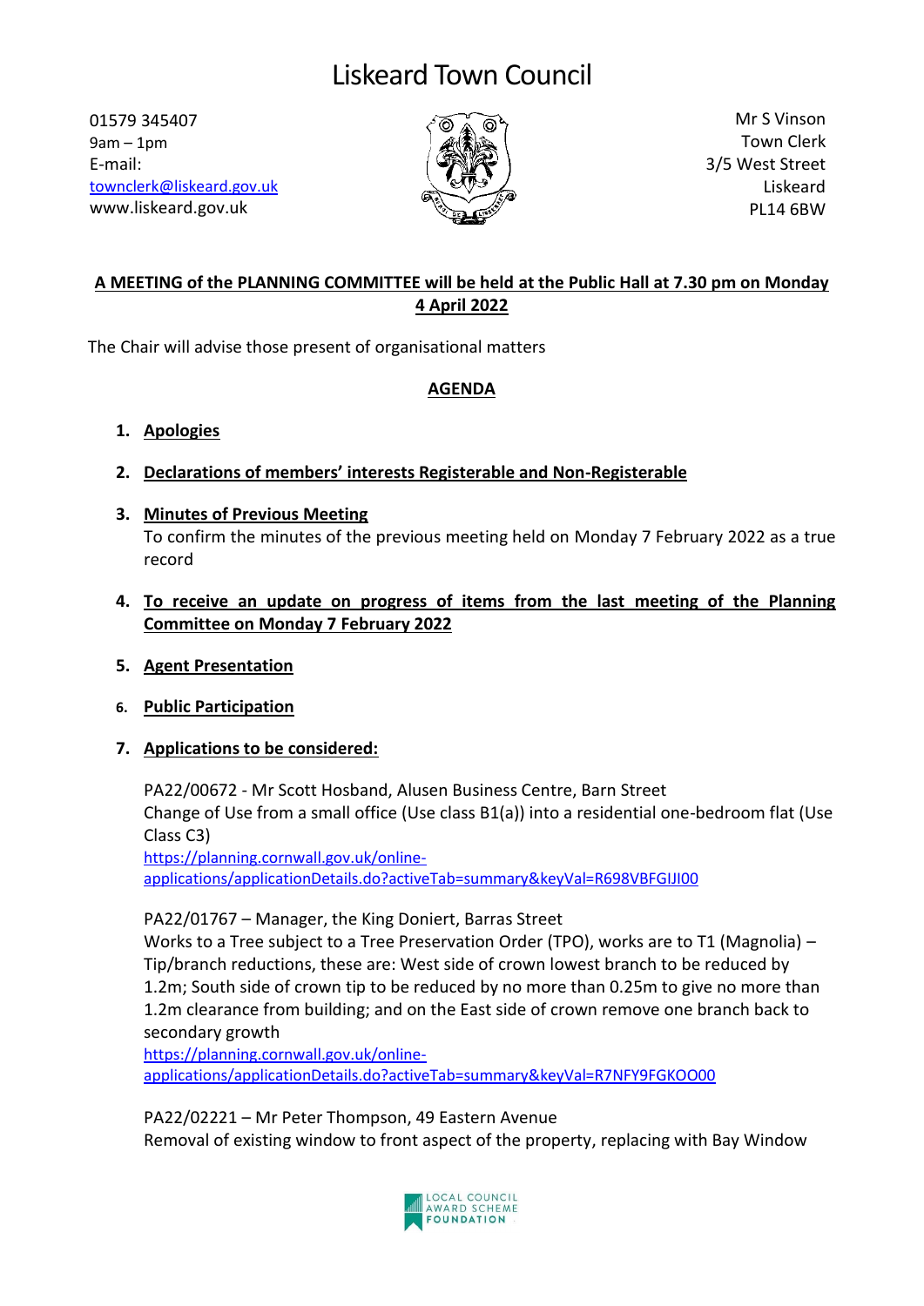# Liskeard Town Council

01579 345407
9am – 1pm
E-mail:
townclerk@liskeard.gov.uk
www.liskeard.gov.uk

Mr S Vinson
Town Clerk
3/5 West Street
Liskeard
PL14 6BW

**A MEETING of the PLANNING COMMITTEE will be held at the Public Hall at 7.30 pm on Monday 4 April 2022**

The Chair will advise those present of organisational matters

## AGENDA

1. **Apologies**

2. **Declarations of members' interests Registerable and Non-Registerable**

3. **Minutes of Previous Meeting**
   To confirm the minutes of the previous meeting held on Monday 7 February 2022 as a true record

4. **To receive an update on progress of items from the last meeting of the Planning Committee on Monday 7 February 2022**

5. **Agent Presentation**

6. **Public Participation**

7. **Applications to be considered:**

   PA22/00672 - Mr Scott Hosband, Alusen Business Centre, Barn Street
   Change of Use from a small office (Use class B1(a)) into a residential one-bedroom flat (Use Class C3)
   https://planning.cornwall.gov.uk/online-applications/applicationDetails.do?activeTab=summary&keyVal=R698VBFGIJI00

   PA22/01767 – Manager, the King Doniert, Barras Street
   Works to a Tree subject to a Tree Preservation Order (TPO), works are to T1 (Magnolia) – Tip/branch reductions, these are: West side of crown lowest branch to be reduced by 1.2m; South side of crown tip to be reduced by no more than 0.25m to give no more than 1.2m clearance from building; and on the East side of crown remove one branch back to secondary growth
   https://planning.cornwall.gov.uk/online-applications/applicationDetails.do?activeTab=summary&keyVal=R7NFY9FGKOO00

   PA22/02221 – Mr Peter Thompson, 49 Eastern Avenue
   Removal of existing window to front aspect of the property, replacing with Bay Window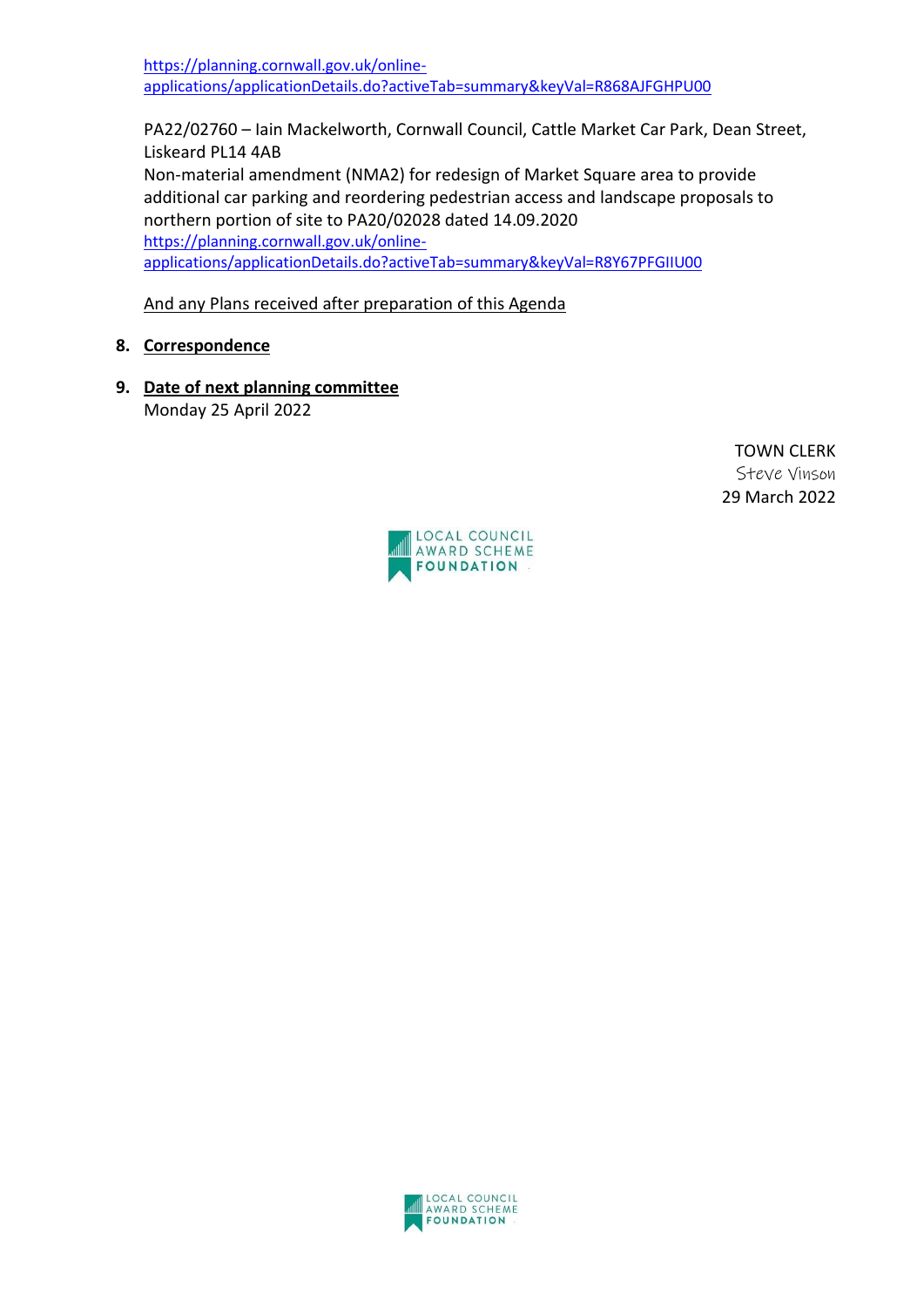https://planning.cornwall.gov.uk/online-applications/applicationDetails.do?activeTab=summary&keyVal=R868AJFGHPU00

PA22/02760 – Iain Mackelworth, Cornwall Council, Cattle Market Car Park, Dean Street, Liskeard PL14 4AB
Non-material amendment (NMA2) for redesign of Market Square area to provide additional car parking and reordering pedestrian access and landscape proposals to northern portion of site to PA20/02028 dated 14.09.2020
https://planning.cornwall.gov.uk/online-applications/applicationDetails.do?activeTab=summary&keyVal=R8Y67PFGIIU00

And any Plans received after preparation of this Agenda

8. **Correspondence**

9. **Date of next planning committee**
   Monday 25 April 2022

TOWN CLERK
Steve Vinson
29 March 2022

LOCAL COUNCIL AWARD SCHEME FOUNDATION